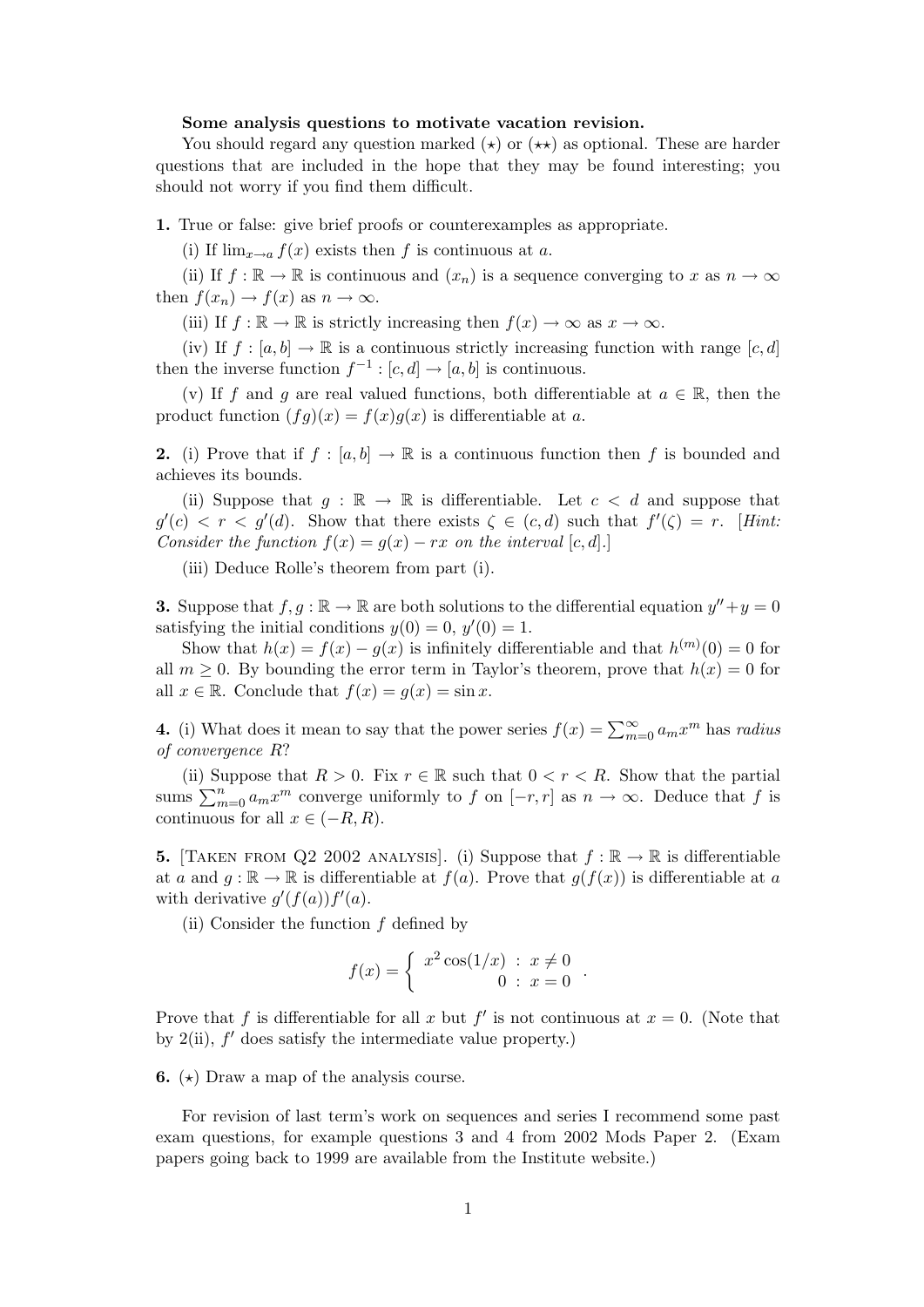**Some analysis questions to motivate vacation revision.**

You should regard any question marked ($\star$) or ($\star\star$) as optional. These are harder questions that are included in the hope that they may be found interesting; you should not worry if you find them difficult.

**1.** True or false: give brief proofs or counterexamples as appropriate.

(i) If $\lim_{x\to a} f(x)$ exists then $f$ is continuous at $a$.

(ii) If $f : \mathbb{R} \to \mathbb{R}$ is continuous and $(x_n)$ is a sequence converging to $x$ as $n \to \infty$ then $f(x_n) \to f(x)$ as $n \to \infty$.

(iii) If $f : \mathbb{R} \to \mathbb{R}$ is strictly increasing then $f(x) \to \infty$ as $x \to \infty$.

(iv) If $f : [a, b] \to \mathbb{R}$ is a continuous strictly increasing function with range $[c, d]$ then the inverse function $f^{-1} : [c, d] \to [a, b]$ is continuous.

(v) If $f$ and $g$ are real valued functions, both differentiable at $a \in \mathbb{R}$, then the product function $(fg)(x) = f(x)g(x)$ is differentiable at $a$.

**2.** (i) Prove that if $f : [a, b] \to \mathbb{R}$ is a continuous function then $f$ is bounded and achieves its bounds.

(ii) Suppose that $g : \mathbb{R} \to \mathbb{R}$ is differentiable. Let $c < d$ and suppose that $g'(c) < r < g'(d)$. Show that there exists $\zeta \in (c, d)$ such that $f'(\zeta) = r$. [*Hint: Consider the function $f(x) = g(x) - rx$ on the interval $[c, d]$.*]

(iii) Deduce Rolle's theorem from part (i).

**3.** Suppose that $f, g : \mathbb{R} \to \mathbb{R}$ are both solutions to the differential equation $y'' + y = 0$ satisfying the initial conditions $y(0) = 0$, $y'(0) = 1$.

Show that $h(x) = f(x) - g(x)$ is infinitely differentiable and that $h^{(m)}(0) = 0$ for all $m \geq 0$. By bounding the error term in Taylor's theorem, prove that $h(x) = 0$ for all $x \in \mathbb{R}$. Conclude that $f(x) = g(x) = \sin x$.

**4.** (i) What does it mean to say that the power series $f(x) = \sum_{m=0}^{\infty} a_m x^m$ has *radius of convergence* $R$?

(ii) Suppose that $R > 0$. Fix $r \in \mathbb{R}$ such that $0 < r < R$. Show that the partial sums $\sum_{m=0}^{n} a_m x^m$ converge uniformly to $f$ on $[-r, r]$ as $n \to \infty$. Deduce that $f$ is continuous for all $x \in (-R, R)$.

**5.** [Taken from Q2 2002 analysis]. (i) Suppose that $f : \mathbb{R} \to \mathbb{R}$ is differentiable at $a$ and $g : \mathbb{R} \to \mathbb{R}$ is differentiable at $f(a)$. Prove that $g(f(x))$ is differentiable at $a$ with derivative $g'(f(a))f'(a)$.

(ii) Consider the function $f$ defined by

$$f(x) = \begin{cases} x^2 \cos(1/x) & : \ x \neq 0 \\ 0 & : \ x = 0 \end{cases}.$$

Prove that $f$ is differentiable for all $x$ but $f'$ is not continuous at $x = 0$. (Note that by 2(ii), $f'$ does satisfy the intermediate value property.)

**6.** ($\star$) Draw a map of the analysis course.

For revision of last term's work on sequences and series I recommend some past exam questions, for example questions 3 and 4 from 2002 Mods Paper 2. (Exam papers going back to 1999 are available from the Institute website.)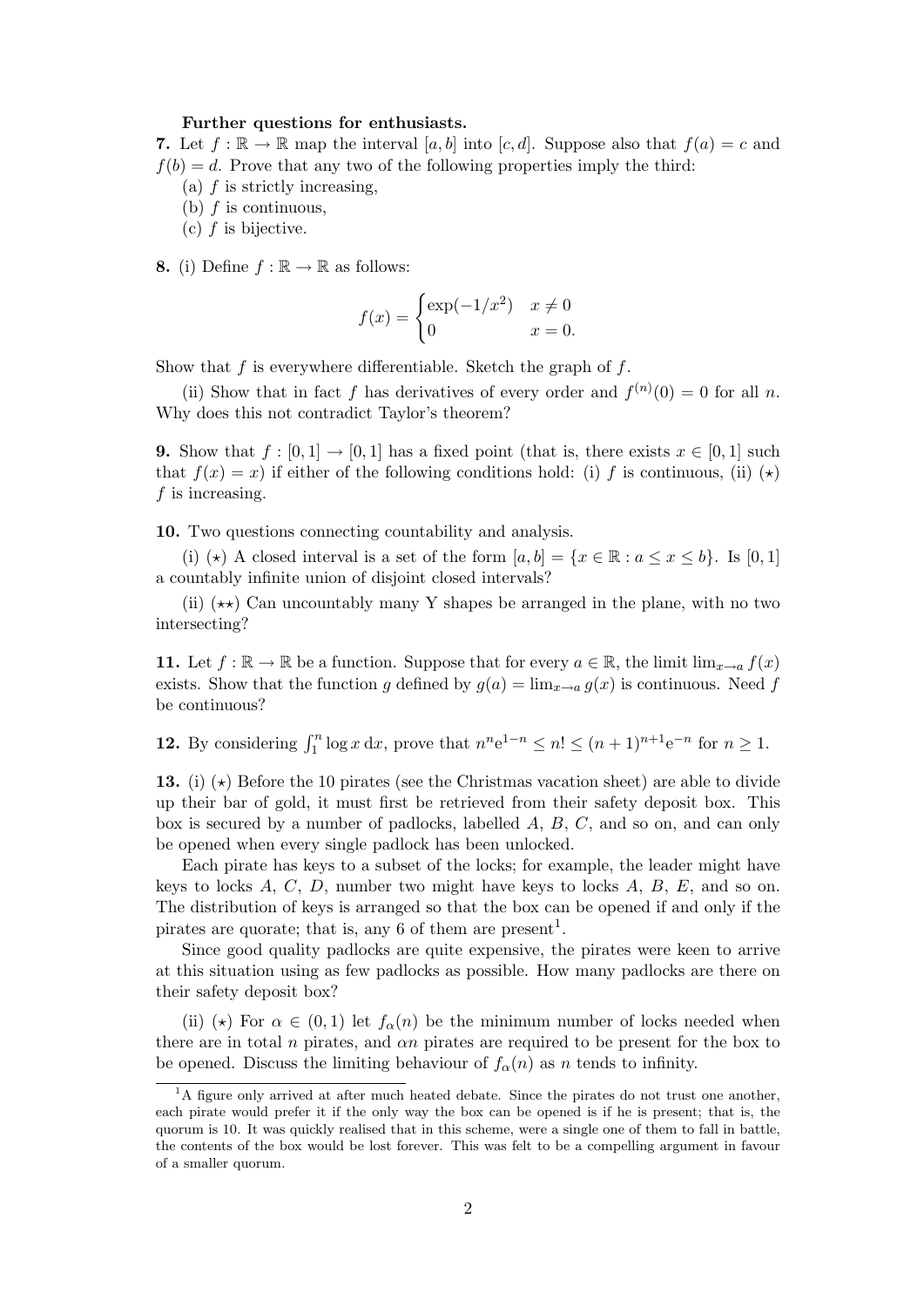**Further questions for enthusiasts.**

**7.** Let $f : \mathbb{R} \to \mathbb{R}$ map the interval $[a, b]$ into $[c, d]$. Suppose also that $f(a) = c$ and $f(b) = d$. Prove that any two of the following properties imply the third:

(a) $f$ is strictly increasing,

(b) $f$ is continuous,

(c) $f$ is bijective.

**8.** (i) Define $f : \mathbb{R} \to \mathbb{R}$ as follows:

$$f(x) = \begin{cases} \exp(-1/x^2) & x \neq 0 \\ 0 & x = 0. \end{cases}$$

Show that $f$ is everywhere differentiable. Sketch the graph of $f$.

(ii) Show that in fact $f$ has derivatives of every order and $f^{(n)}(0) = 0$ for all $n$. Why does this not contradict Taylor's theorem?

**9.** Show that $f : [0, 1] \to [0, 1]$ has a fixed point (that is, there exists $x \in [0, 1]$ such that $f(x) = x$) if either of the following conditions hold: (i) $f$ is continuous, (ii) ($\star$) $f$ is increasing.

**10.** Two questions connecting countability and analysis.

(i) ($\star$) A closed interval is a set of the form $[a, b] = \{x \in \mathbb{R} : a \leq x \leq b\}$. Is $[0, 1]$ a countably infinite union of disjoint closed intervals?

(ii) ($\star\star$) Can uncountably many Y shapes be arranged in the plane, with no two intersecting?

**11.** Let $f : \mathbb{R} \to \mathbb{R}$ be a function. Suppose that for every $a \in \mathbb{R}$, the limit $\lim_{x \to a} f(x)$ exists. Show that the function $g$ defined by $g(a) = \lim_{x \to a} g(x)$ is continuous. Need $f$ be continuous?

**12.** By considering $\int_1^n \log x \, \mathrm{d}x$, prove that $n^n \mathrm{e}^{1-n} \leq n! \leq (n+1)^{n+1} \mathrm{e}^{-n}$ for $n \geq 1$.

**13.** (i) ($\star$) Before the 10 pirates (see the Christmas vacation sheet) are able to divide up their bar of gold, it must first be retrieved from their safety deposit box. This box is secured by a number of padlocks, labelled $A$, $B$, $C$, and so on, and can only be opened when every single padlock has been unlocked.

Each pirate has keys to a subset of the locks; for example, the leader might have keys to locks $A$, $C$, $D$, number two might have keys to locks $A$, $B$, $E$, and so on. The distribution of keys is arranged so that the box can be opened if and only if the pirates are quorate; that is, any 6 of them are present[1].

Since good quality padlocks are quite expensive, the pirates were keen to arrive at this situation using as few padlocks as possible. How many padlocks are there on their safety deposit box?

(ii) ($\star$) For $\alpha \in (0, 1)$ let $f_\alpha(n)$ be the minimum number of locks needed when there are in total $n$ pirates, and $\alpha n$ pirates are required to be present for the box to be opened. Discuss the limiting behaviour of $f_\alpha(n)$ as $n$ tends to infinity.

[1] A figure only arrived at after much heated debate. Since the pirates do not trust one another, each pirate would prefer it if the only way the box can be opened is if he is present; that is, the quorum is 10. It was quickly realised that in this scheme, were a single one of them to fall in battle, the contents of the box would be lost forever. This was felt to be a compelling argument in favour of a smaller quorum.